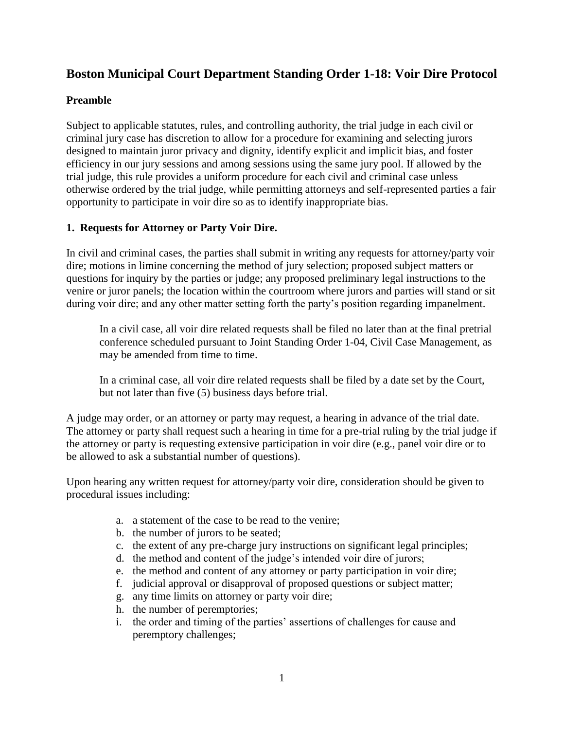# Boston Municipal Court Department Standing Order 1-18: Voir Dire Protocol

### Preamble

Subject to applicable statutes, rules, and controlling authority, the trial judge in each civil or criminal jury case has discretion to allow for a procedure for examining and selecting jurors designed to maintain juror privacy and dignity, identify explicit and implicit bias, and foster efficiency in our jury sessions and among sessions using the same jury pool. If allowed by the trial judge, this rule provides a uniform procedure for each civil and criminal case unless otherwise ordered by the trial judge, while permitting attorneys and self-represented parties a fair opportunity to participate in voir dire so as to identify inappropriate bias.

### 1. Requests for Attorney or Party Voir Dire.

In civil and criminal cases, the parties shall submit in writing any requests for attorney/party voir dire; motions in limine concerning the method of jury selection; proposed subject matters or questions for inquiry by the parties or judge; any proposed preliminary legal instructions to the venire or juror panels; the location within the courtroom where jurors and parties will stand or sit during voir dire; and any other matter setting forth the party's position regarding impanelment.

> In a civil case, all voir dire related requests shall be filed no later than at the final pretrial conference scheduled pursuant to Joint Standing Order 1-04, Civil Case Management, as may be amended from time to time.
>
> In a criminal case, all voir dire related requests shall be filed by a date set by the Court, but not later than five (5) business days before trial.

A judge may order, or an attorney or party may request, a hearing in advance of the trial date. The attorney or party shall request such a hearing in time for a pre-trial ruling by the trial judge if the attorney or party is requesting extensive participation in voir dire (e.g., panel voir dire or to be allowed to ask a substantial number of questions).

Upon hearing any written request for attorney/party voir dire, consideration should be given to procedural issues including:

a. a statement of the case to be read to the venire;
b. the number of jurors to be seated;
c. the extent of any pre-charge jury instructions on significant legal principles;
d. the method and content of the judge's intended voir dire of jurors;
e. the method and content of any attorney or party participation in voir dire;
f. judicial approval or disapproval of proposed questions or subject matter;
g. any time limits on attorney or party voir dire;
h. the number of peremptories;
i. the order and timing of the parties' assertions of challenges for cause and peremptory challenges;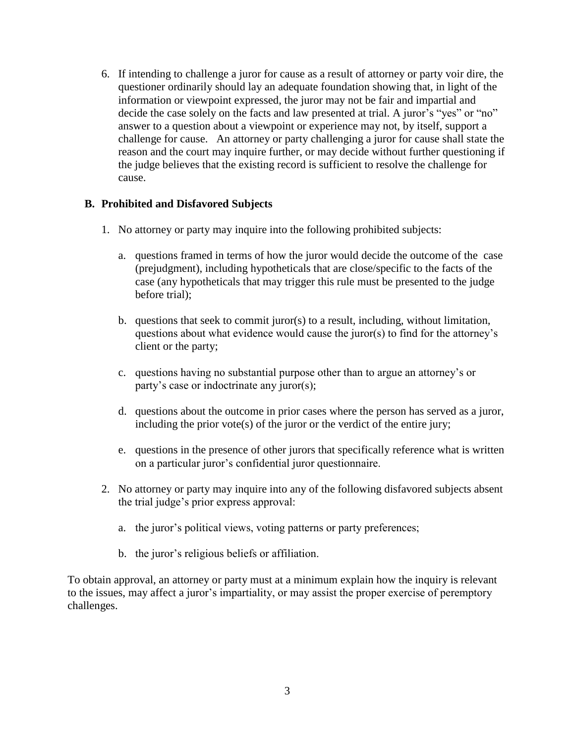6. If intending to challenge a juror for cause as a result of attorney or party voir dire, the questioner ordinarily should lay an adequate foundation showing that, in light of the information or viewpoint expressed, the juror may not be fair and impartial and decide the case solely on the facts and law presented at trial. A juror's "yes" or "no" answer to a question about a viewpoint or experience may not, by itself, support a challenge for cause. An attorney or party challenging a juror for cause shall state the reason and the court may inquire further, or may decide without further questioning if the judge believes that the existing record is sufficient to resolve the challenge for cause.

### B. Prohibited and Disfavored Subjects

1. No attorney or party may inquire into the following prohibited subjects:

   a. questions framed in terms of how the juror would decide the outcome of the case (prejudgment), including hypotheticals that are close/specific to the facts of the case (any hypotheticals that may trigger this rule must be presented to the judge before trial);

   b. questions that seek to commit juror(s) to a result, including, without limitation, questions about what evidence would cause the juror(s) to find for the attorney's client or the party;

   c. questions having no substantial purpose other than to argue an attorney's or party's case or indoctrinate any juror(s);

   d. questions about the outcome in prior cases where the person has served as a juror, including the prior vote(s) of the juror or the verdict of the entire jury;

   e. questions in the presence of other jurors that specifically reference what is written on a particular juror's confidential juror questionnaire.

2. No attorney or party may inquire into any of the following disfavored subjects absent the trial judge's prior express approval:

   a. the juror's political views, voting patterns or party preferences;

   b. the juror's religious beliefs or affiliation.

To obtain approval, an attorney or party must at a minimum explain how the inquiry is relevant to the issues, may affect a juror's impartiality, or may assist the proper exercise of peremptory challenges.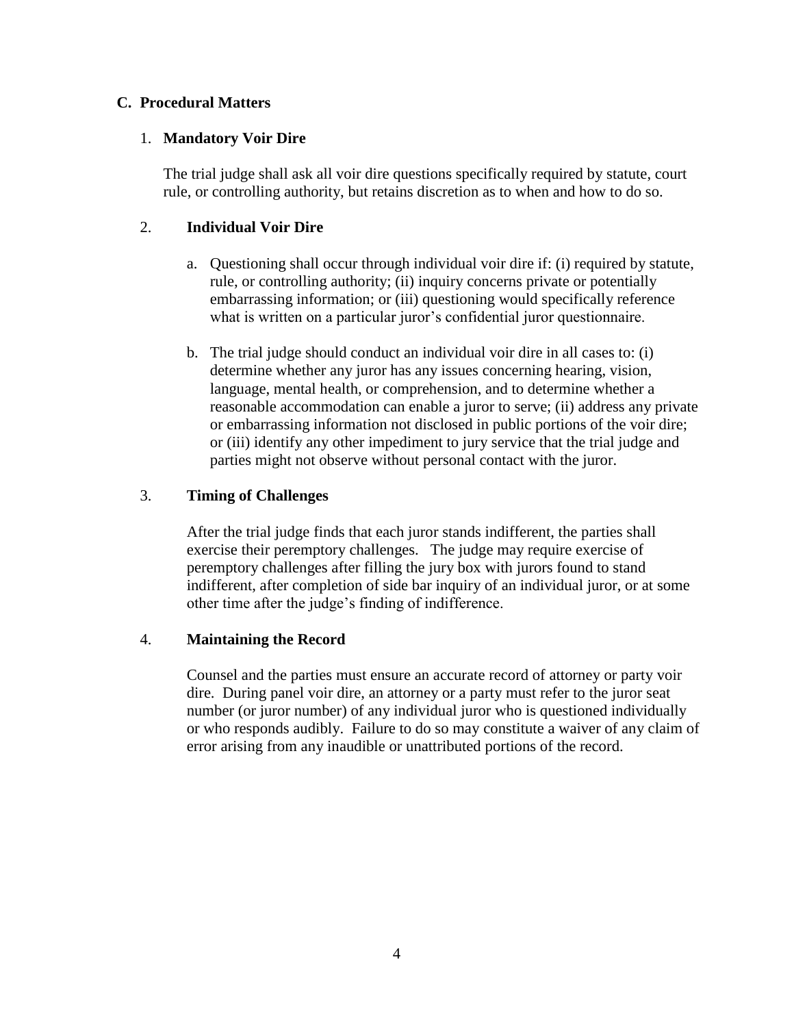## C. Procedural Matters

### 1. Mandatory Voir Dire

The trial judge shall ask all voir dire questions specifically required by statute, court rule, or controlling authority, but retains discretion as to when and how to do so.

### 2. Individual Voir Dire

a. Questioning shall occur through individual voir dire if: (i) required by statute, rule, or controlling authority; (ii) inquiry concerns private or potentially embarrassing information; or (iii) questioning would specifically reference what is written on a particular juror's confidential juror questionnaire.

b. The trial judge should conduct an individual voir dire in all cases to: (i) determine whether any juror has any issues concerning hearing, vision, language, mental health, or comprehension, and to determine whether a reasonable accommodation can enable a juror to serve; (ii) address any private or embarrassing information not disclosed in public portions of the voir dire; or (iii) identify any other impediment to jury service that the trial judge and parties might not observe without personal contact with the juror.

### 3. Timing of Challenges

After the trial judge finds that each juror stands indifferent, the parties shall exercise their peremptory challenges. The judge may require exercise of peremptory challenges after filling the jury box with jurors found to stand indifferent, after completion of side bar inquiry of an individual juror, or at some other time after the judge's finding of indifference.

### 4. Maintaining the Record

Counsel and the parties must ensure an accurate record of attorney or party voir dire. During panel voir dire, an attorney or a party must refer to the juror seat number (or juror number) of any individual juror who is questioned individually or who responds audibly. Failure to do so may constitute a waiver of any claim of error arising from any inaudible or unattributed portions of the record.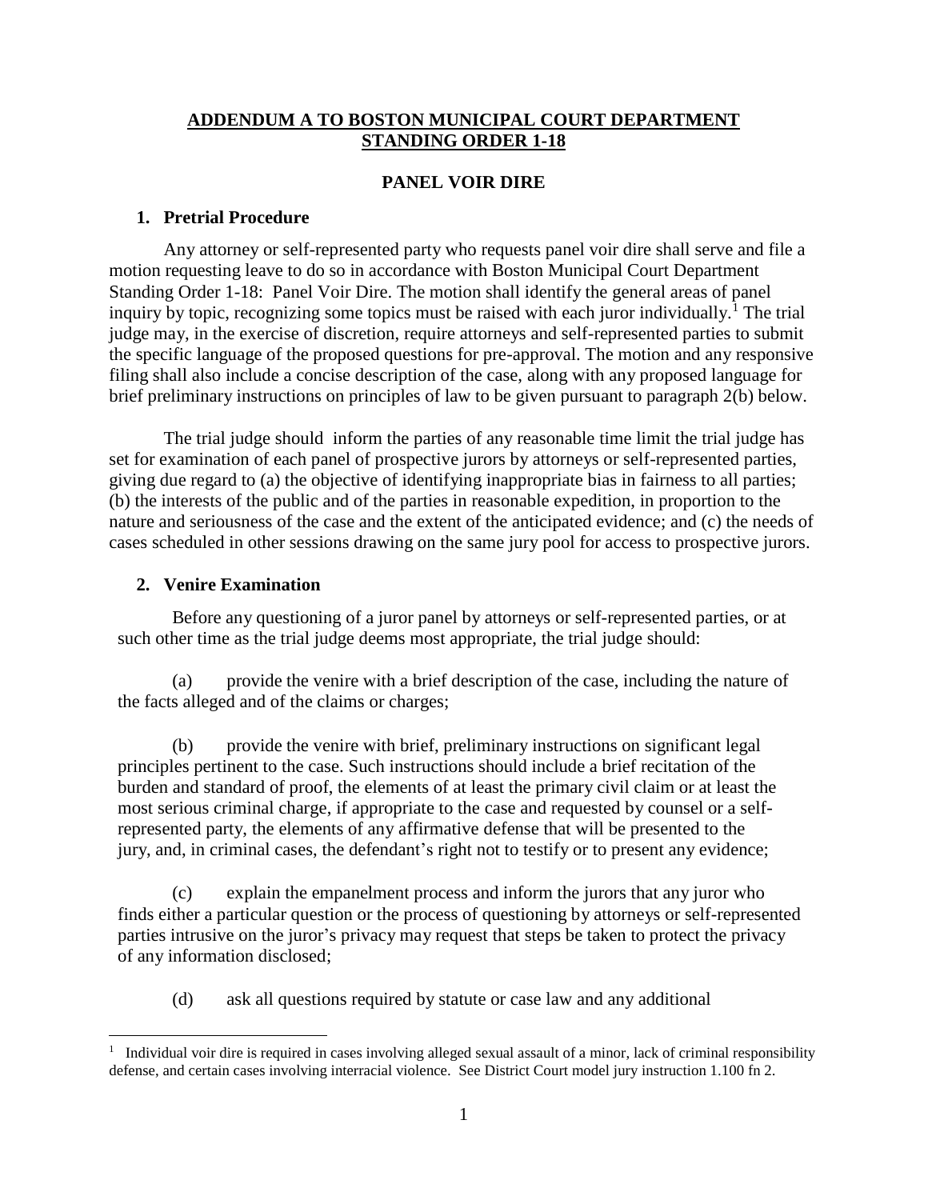## ADDENDUM A TO BOSTON MUNICIPAL COURT DEPARTMENT STANDING ORDER 1-18

### PANEL VOIR DIRE

#### 1. Pretrial Procedure

Any attorney or self-represented party who requests panel voir dire shall serve and file a motion requesting leave to do so in accordance with Boston Municipal Court Department Standing Order 1-18: Panel Voir Dire. The motion shall identify the general areas of panel inquiry by topic, recognizing some topics must be raised with each juror individually.[1] The trial judge may, in the exercise of discretion, require attorneys and self-represented parties to submit the specific language of the proposed questions for pre-approval. The motion and any responsive filing shall also include a concise description of the case, along with any proposed language for brief preliminary instructions on principles of law to be given pursuant to paragraph 2(b) below.

The trial judge should inform the parties of any reasonable time limit the trial judge has set for examination of each panel of prospective jurors by attorneys or self-represented parties, giving due regard to (a) the objective of identifying inappropriate bias in fairness to all parties; (b) the interests of the public and of the parties in reasonable expedition, in proportion to the nature and seriousness of the case and the extent of the anticipated evidence; and (c) the needs of cases scheduled in other sessions drawing on the same jury pool for access to prospective jurors.

#### 2. Venire Examination

Before any questioning of a juror panel by attorneys or self-represented parties, or at such other time as the trial judge deems most appropriate, the trial judge should:

(a) provide the venire with a brief description of the case, including the nature of the facts alleged and of the claims or charges;

(b) provide the venire with brief, preliminary instructions on significant legal principles pertinent to the case. Such instructions should include a brief recitation of the burden and standard of proof, the elements of at least the primary civil claim or at least the most serious criminal charge, if appropriate to the case and requested by counsel or a self-represented party, the elements of any affirmative defense that will be presented to the jury, and, in criminal cases, the defendant's right not to testify or to present any evidence;

(c) explain the empanelment process and inform the jurors that any juror who finds either a particular question or the process of questioning by attorneys or self-represented parties intrusive on the juror's privacy may request that steps be taken to protect the privacy of any information disclosed;

(d) ask all questions required by statute or case law and any additional

[1] Individual voir dire is required in cases involving alleged sexual assault of a minor, lack of criminal responsibility defense, and certain cases involving interracial violence. See District Court model jury instruction 1.100 fn 2.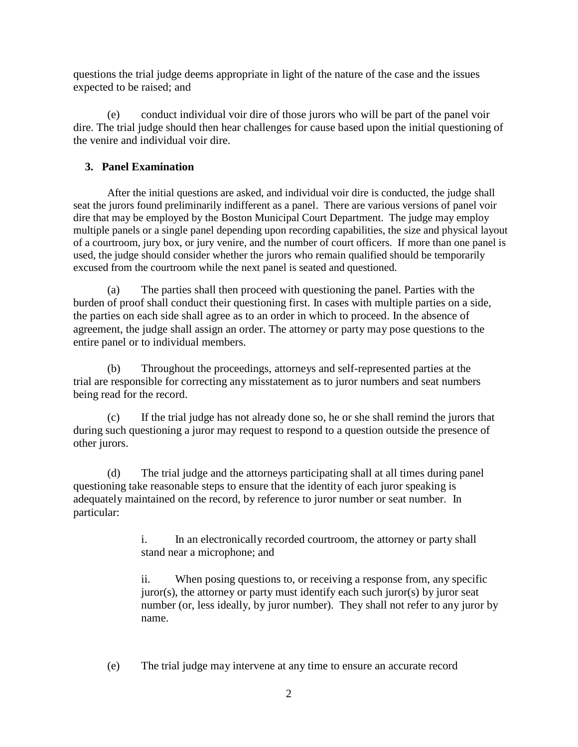questions the trial judge deems appropriate in light of the nature of the case and the issues expected to be raised; and

(e) conduct individual voir dire of those jurors who will be part of the panel voir dire. The trial judge should then hear challenges for cause based upon the initial questioning of the venire and individual voir dire.

### 3. Panel Examination

After the initial questions are asked, and individual voir dire is conducted, the judge shall seat the jurors found preliminarily indifferent as a panel. There are various versions of panel voir dire that may be employed by the Boston Municipal Court Department. The judge may employ multiple panels or a single panel depending upon recording capabilities, the size and physical layout of a courtroom, jury box, or jury venire, and the number of court officers. If more than one panel is used, the judge should consider whether the jurors who remain qualified should be temporarily excused from the courtroom while the next panel is seated and questioned.

(a) The parties shall then proceed with questioning the panel. Parties with the burden of proof shall conduct their questioning first. In cases with multiple parties on a side, the parties on each side shall agree as to an order in which to proceed. In the absence of agreement, the judge shall assign an order. The attorney or party may pose questions to the entire panel or to individual members.

(b) Throughout the proceedings, attorneys and self-represented parties at the trial are responsible for correcting any misstatement as to juror numbers and seat numbers being read for the record.

(c) If the trial judge has not already done so, he or she shall remind the jurors that during such questioning a juror may request to respond to a question outside the presence of other jurors.

(d) The trial judge and the attorneys participating shall at all times during panel questioning take reasonable steps to ensure that the identity of each juror speaking is adequately maintained on the record, by reference to juror number or seat number. In particular:

> i. In an electronically recorded courtroom, the attorney or party shall stand near a microphone; and
>
> ii. When posing questions to, or receiving a response from, any specific juror(s), the attorney or party must identify each such juror(s) by juror seat number (or, less ideally, by juror number). They shall not refer to any juror by name.

(e) The trial judge may intervene at any time to ensure an accurate record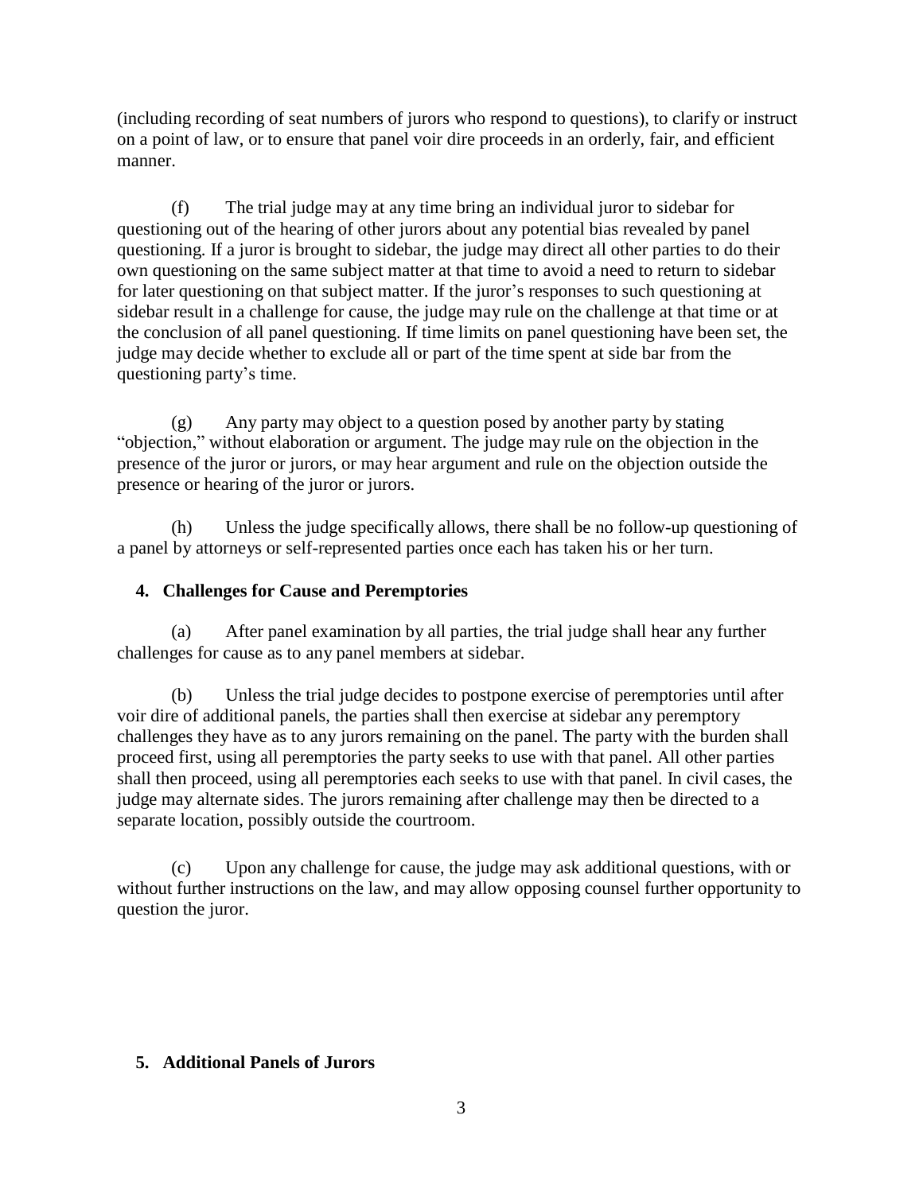(including recording of seat numbers of jurors who respond to questions), to clarify or instruct on a point of law, or to ensure that panel voir dire proceeds in an orderly, fair, and efficient manner.

(f) The trial judge may at any time bring an individual juror to sidebar for questioning out of the hearing of other jurors about any potential bias revealed by panel questioning. If a juror is brought to sidebar, the judge may direct all other parties to do their own questioning on the same subject matter at that time to avoid a need to return to sidebar for later questioning on that subject matter. If the juror's responses to such questioning at sidebar result in a challenge for cause, the judge may rule on the challenge at that time or at the conclusion of all panel questioning. If time limits on panel questioning have been set, the judge may decide whether to exclude all or part of the time spent at side bar from the questioning party's time.

(g) Any party may object to a question posed by another party by stating "objection," without elaboration or argument. The judge may rule on the objection in the presence of the juror or jurors, or may hear argument and rule on the objection outside the presence or hearing of the juror or jurors.

(h) Unless the judge specifically allows, there shall be no follow-up questioning of a panel by attorneys or self-represented parties once each has taken his or her turn.

## 4. Challenges for Cause and Peremptories

(a) After panel examination by all parties, the trial judge shall hear any further challenges for cause as to any panel members at sidebar.

(b) Unless the trial judge decides to postpone exercise of peremptories until after voir dire of additional panels, the parties shall then exercise at sidebar any peremptory challenges they have as to any jurors remaining on the panel. The party with the burden shall proceed first, using all peremptories the party seeks to use with that panel. All other parties shall then proceed, using all peremptories each seeks to use with that panel. In civil cases, the judge may alternate sides. The jurors remaining after challenge may then be directed to a separate location, possibly outside the courtroom.

(c) Upon any challenge for cause, the judge may ask additional questions, with or without further instructions on the law, and may allow opposing counsel further opportunity to question the juror.

## 5. Additional Panels of Jurors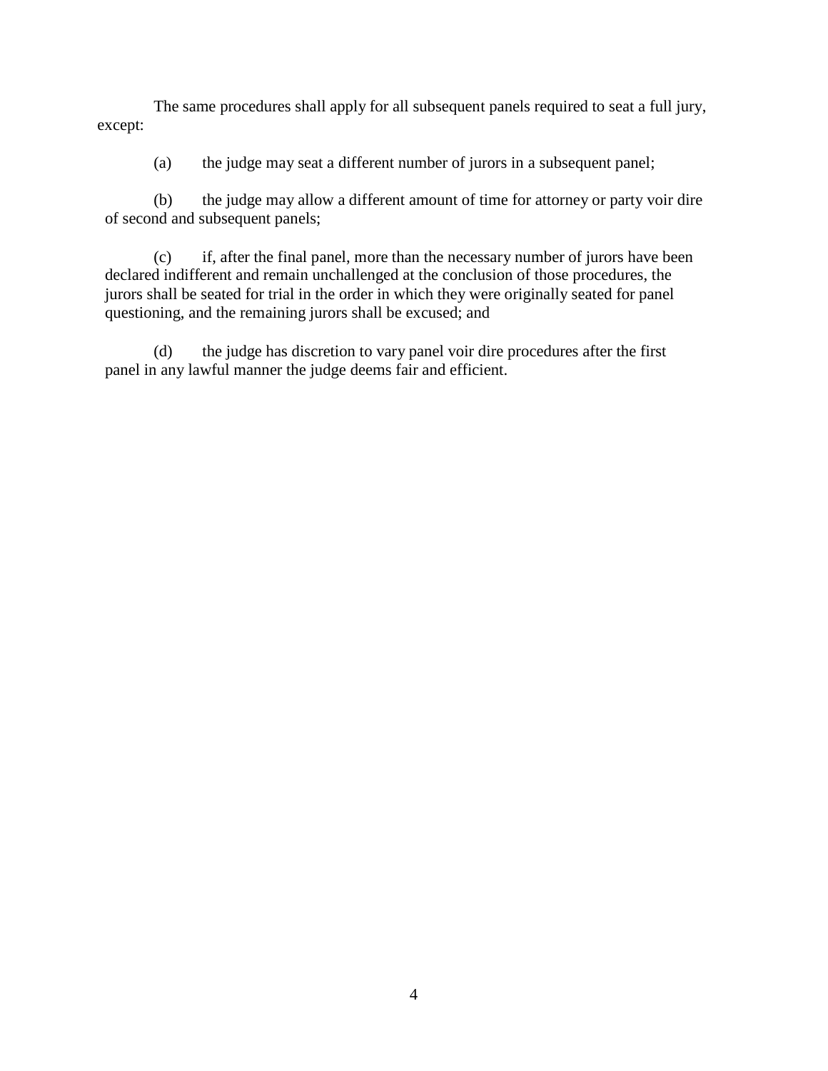The same procedures shall apply for all subsequent panels required to seat a full jury, except:

(a) the judge may seat a different number of jurors in a subsequent panel;

(b) the judge may allow a different amount of time for attorney or party voir dire of second and subsequent panels;

(c) if, after the final panel, more than the necessary number of jurors have been declared indifferent and remain unchallenged at the conclusion of those procedures, the jurors shall be seated for trial in the order in which they were originally seated for panel questioning, and the remaining jurors shall be excused; and

(d) the judge has discretion to vary panel voir dire procedures after the first panel in any lawful manner the judge deems fair and efficient.